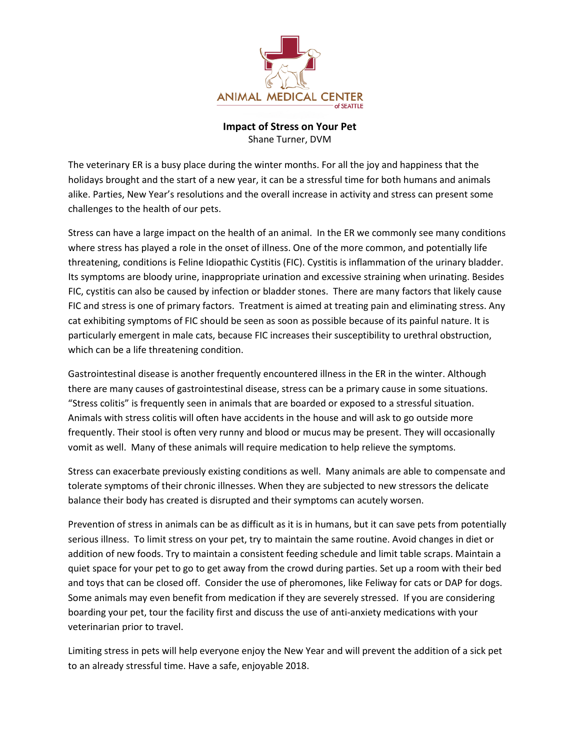ANIMAL MEDICAL CENTER of SEATTLE

**Impact of Stress on Your Pet**

Shane Turner, DVM

The veterinary ER is a busy place during the winter months. For all the joy and happiness that the holidays brought and the start of a new year, it can be a stressful time for both humans and animals alike. Parties, New Year's resolutions and the overall increase in activity and stress can present some challenges to the health of our pets.

Stress can have a large impact on the health of an animal. In the ER we commonly see many conditions where stress has played a role in the onset of illness. One of the more common, and potentially life threatening, conditions is Feline Idiopathic Cystitis (FIC). Cystitis is inflammation of the urinary bladder. Its symptoms are bloody urine, inappropriate urination and excessive straining when urinating. Besides FIC, cystitis can also be caused by infection or bladder stones. There are many factors that likely cause FIC and stress is one of primary factors. Treatment is aimed at treating pain and eliminating stress. Any cat exhibiting symptoms of FIC should be seen as soon as possible because of its painful nature. It is particularly emergent in male cats, because FIC increases their susceptibility to urethral obstruction, which can be a life threatening condition.

Gastrointestinal disease is another frequently encountered illness in the ER in the winter. Although there are many causes of gastrointestinal disease, stress can be a primary cause in some situations. "Stress colitis" is frequently seen in animals that are boarded or exposed to a stressful situation. Animals with stress colitis will often have accidents in the house and will ask to go outside more frequently. Their stool is often very runny and blood or mucus may be present. They will occasionally vomit as well. Many of these animals will require medication to help relieve the symptoms.

Stress can exacerbate previously existing conditions as well. Many animals are able to compensate and tolerate symptoms of their chronic illnesses. When they are subjected to new stressors the delicate balance their body has created is disrupted and their symptoms can acutely worsen.

Prevention of stress in animals can be as difficult as it is in humans, but it can save pets from potentially serious illness. To limit stress on your pet, try to maintain the same routine. Avoid changes in diet or addition of new foods. Try to maintain a consistent feeding schedule and limit table scraps. Maintain a quiet space for your pet to go to get away from the crowd during parties. Set up a room with their bed and toys that can be closed off. Consider the use of pheromones, like Feliway for cats or DAP for dogs. Some animals may even benefit from medication if they are severely stressed. If you are considering boarding your pet, tour the facility first and discuss the use of anti-anxiety medications with your veterinarian prior to travel.

Limiting stress in pets will help everyone enjoy the New Year and will prevent the addition of a sick pet to an already stressful time. Have a safe, enjoyable 2018.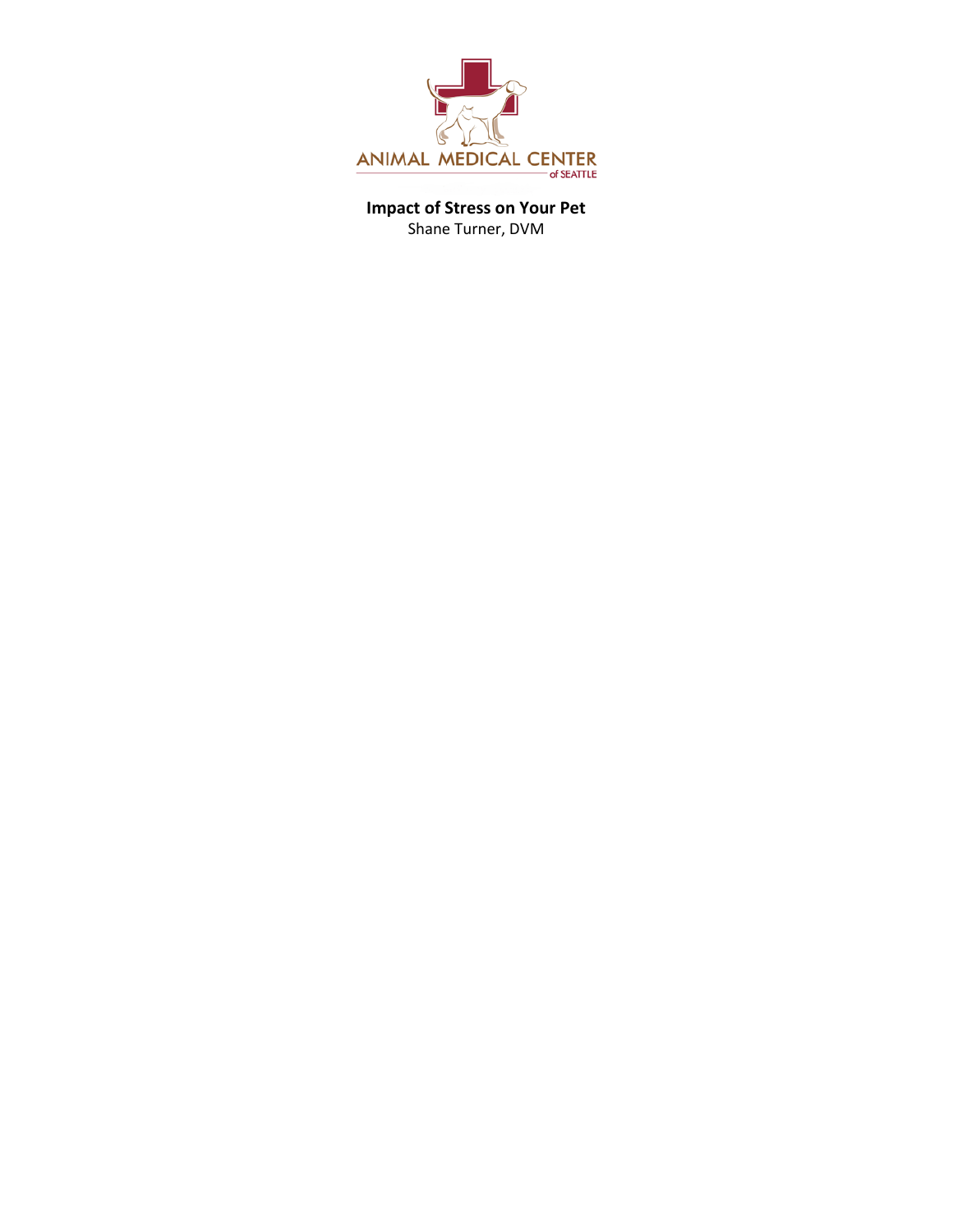ANIMAL MEDICAL CENTER
of SEATTLE

**Impact of Stress on Your Pet**

Shane Turner, DVM